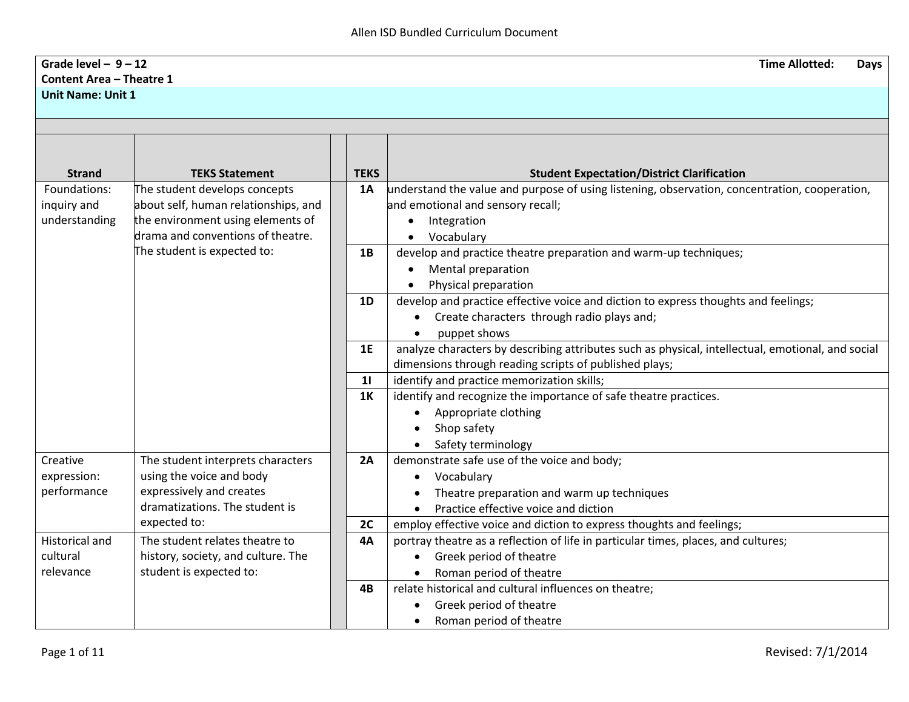Allen ISD Bundled Curriculum Document

**Grade level – 9 – 12** **Time Allotted: Days**
**Content Area – Theatre 1**
**Unit Name: Unit 1**

| Strand | TEKS Statement | TEKS | Student Expectation/District Clarification |
|---|---|---|---|
| Foundations: inquiry and understanding | The student develops concepts about self, human relationships, and the environment using elements of drama and conventions of theatre. The student is expected to: | **1A** | understand the value and purpose of using listening, observation, concentration, cooperation, and emotional and sensory recall;<br>• Integration<br>• Vocabulary |
| | | **1B** | develop and practice theatre preparation and warm-up techniques;<br>• Mental preparation<br>• Physical preparation |
| | | **1D** | develop and practice effective voice and diction to express thoughts and feelings;<br>• Create characters through radio plays and;<br>• puppet shows |
| | | **1E** | analyze characters by describing attributes such as physical, intellectual, emotional, and social dimensions through reading scripts of published plays; |
| | | **1I** | identify and practice memorization skills; |
| | | **1K** | identify and recognize the importance of safe theatre practices.<br>• Appropriate clothing<br>• Shop safety<br>• Safety terminology |
| Creative expression: performance | The student interprets characters using the voice and body expressively and creates dramatizations. The student is expected to: | **2A** | demonstrate safe use of the voice and body;<br>• Vocabulary<br>• Theatre preparation and warm up techniques<br>• Practice effective voice and diction |
| | | **2C** | employ effective voice and diction to express thoughts and feelings; |
| Historical and cultural relevance | The student relates theatre to history, society, and culture. The student is expected to: | **4A** | portray theatre as a reflection of life in particular times, places, and cultures;<br>• Greek period of theatre<br>• Roman period of theatre |
| | | **4B** | relate historical and cultural influences on theatre;<br>• Greek period of theatre<br>• Roman period of theatre |

Revised: 7/1/2014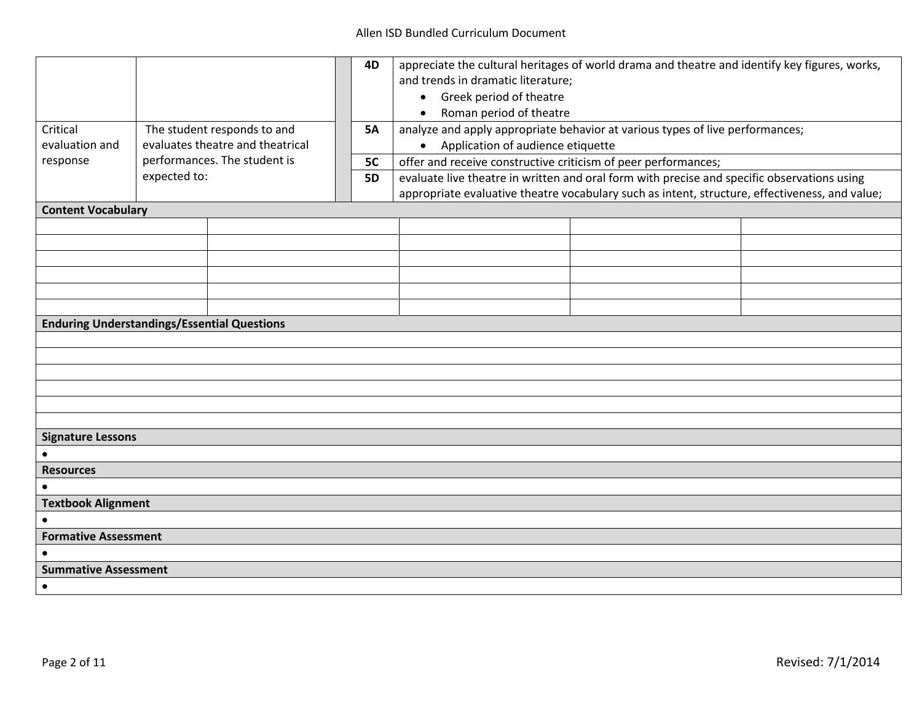| | | | | |
|---|---|---|---|---|
| | | | 4D | appreciate the cultural heritages of world drama and theatre and identify key figures, works, and trends in dramatic literature;<br>• Greek period of theatre<br>• Roman period of theatre |
| Critical evaluation and response | The student responds to and evaluates theatre and theatrical performances. The student is expected to: | | 5A | analyze and apply appropriate behavior at various types of live performances;<br>• Application of audience etiquette |
| | | | 5C | offer and receive constructive criticism of peer performances; |
| | | | 5D | evaluate live theatre in written and oral form with precise and specific observations using appropriate evaluative theatre vocabulary such as intent, structure, effectiveness, and value; |

**Content Vocabulary**

| | | | | |
|---|---|---|---|---|
| | | | | |
| | | | | |
| | | | | |
| | | | | |
| | | | | |
| | | | | |

**Enduring Understandings/Essential Questions**

**Signature Lessons**

•

**Resources**

•

**Textbook Alignment**

•

**Formative Assessment**

•

**Summative Assessment**

•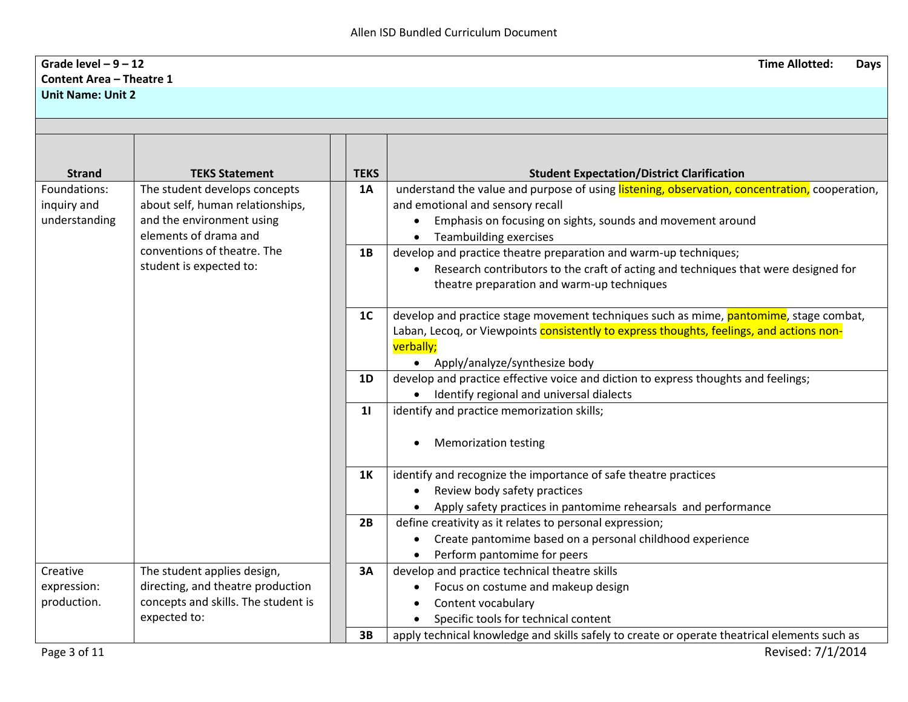**Grade level – 9 – 12** | **Time Allotted: Days**

**Content Area – Theatre 1**

**Unit Name: Unit 2**

| Strand | TEKS Statement | TEKS | Student Expectation/District Clarification |
|---|---|---|---|
| Foundations: inquiry and understanding | The student develops concepts about self, human relationships, and the environment using elements of drama and conventions of theatre. The student is expected to: | **1A** | understand the value and purpose of using listening, observation, concentration, cooperation, and emotional and sensory recall<br>• Emphasis on focusing on sights, sounds and movement around<br>• Teambuilding exercises |
| | | **1B** | develop and practice theatre preparation and warm-up techniques;<br>• Research contributors to the craft of acting and techniques that were designed for theatre preparation and warm-up techniques |
| | | **1C** | develop and practice stage movement techniques such as mime, pantomime, stage combat, Laban, Lecoq, or Viewpoints consistently to express thoughts, feelings, and actions non-verbally;<br>• Apply/analyze/synthesize body |
| | | **1D** | develop and practice effective voice and diction to express thoughts and feelings;<br>• Identify regional and universal dialects |
| | | **1I** | identify and practice memorization skills;<br>• Memorization testing |
| | | **1K** | identify and recognize the importance of safe theatre practices<br>• Review body safety practices<br>• Apply safety practices in pantomime rehearsals and performance |
| | | **2B** | define creativity as it relates to personal expression;<br>• Create pantomime based on a personal childhood experience<br>• Perform pantomime for peers |
| Creative expression: production. | The student applies design, directing, and theatre production concepts and skills. The student is expected to: | **3A** | develop and practice technical theatre skills<br>• Focus on costume and makeup design<br>• Content vocabulary<br>• Specific tools for technical content |
| | | **3B** | apply technical knowledge and skills safely to create or operate theatrical elements such as |

Revised: 7/1/2014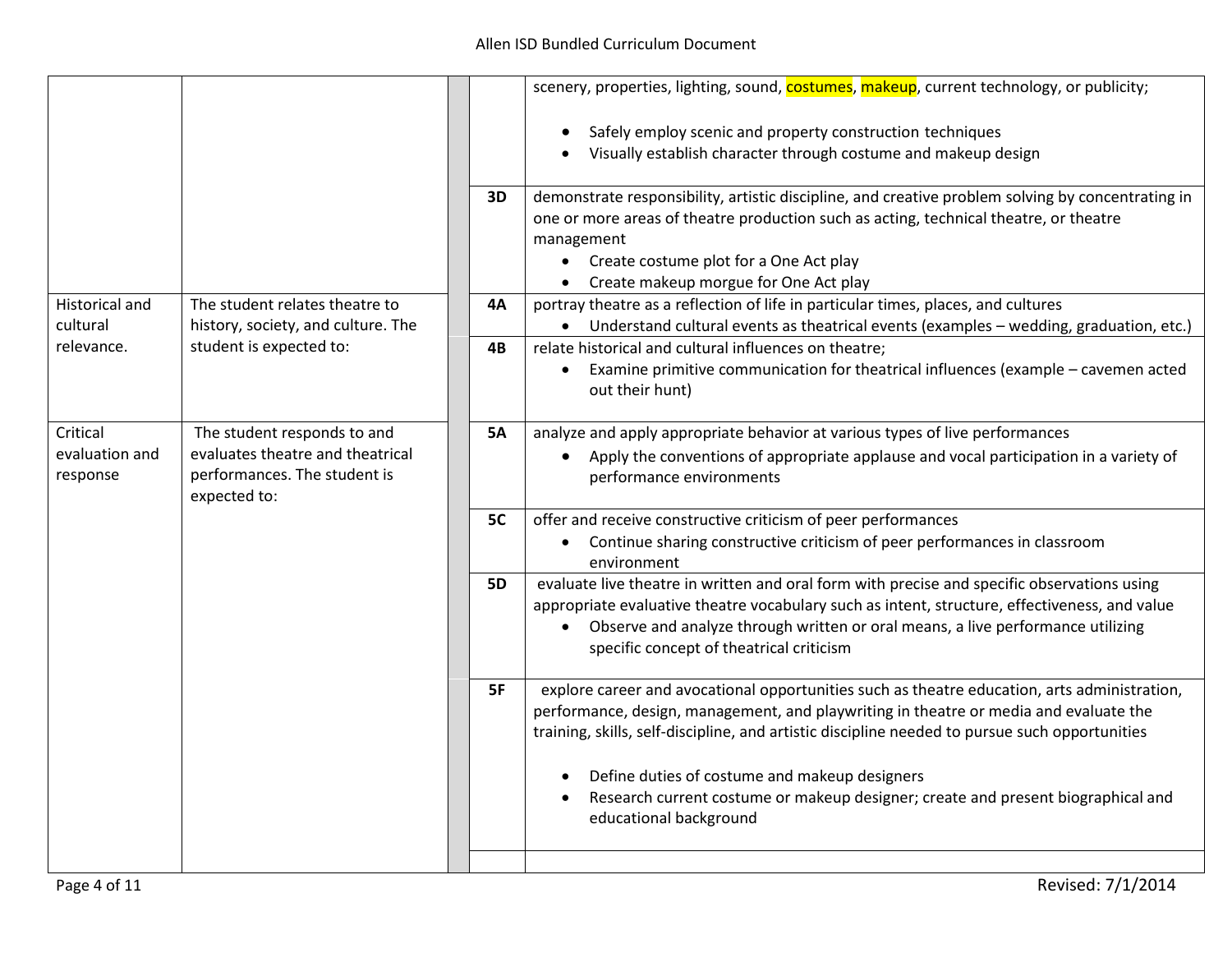| | | | |
|---|---|---|---|
| | | | scenery, properties, lighting, sound, costumes, makeup, current technology, or publicity;<br>• Safely employ scenic and property construction techniques<br>• Visually establish character through costume and makeup design |
| | | 3D | demonstrate responsibility, artistic discipline, and creative problem solving by concentrating in one or more areas of theatre production such as acting, technical theatre, or theatre management<br>• Create costume plot for a One Act play<br>• Create makeup morgue for One Act play |
| Historical and cultural relevance. | The student relates theatre to history, society, and culture. The student is expected to: | 4A | portray theatre as a reflection of life in particular times, places, and cultures<br>• Understand cultural events as theatrical events (examples – wedding, graduation, etc.) |
| | | 4B | relate historical and cultural influences on theatre;<br>• Examine primitive communication for theatrical influences (example – cavemen acted out their hunt) |
| Critical evaluation and response | The student responds to and evaluates theatre and theatrical performances. The student is expected to: | 5A | analyze and apply appropriate behavior at various types of live performances<br>• Apply the conventions of appropriate applause and vocal participation in a variety of performance environments |
| | | 5C | offer and receive constructive criticism of peer performances<br>• Continue sharing constructive criticism of peer performances in classroom environment |
| | | 5D | evaluate live theatre in written and oral form with precise and specific observations using appropriate evaluative theatre vocabulary such as intent, structure, effectiveness, and value<br>• Observe and analyze through written or oral means, a live performance utilizing specific concept of theatrical criticism |
| | | 5F | explore career and avocational opportunities such as theatre education, arts administration, performance, design, management, and playwriting in theatre or media and evaluate the training, skills, self-discipline, and artistic discipline needed to pursue such opportunities<br>• Define duties of costume and makeup designers<br>• Research current costume or makeup designer; create and present biographical and educational background |
| | | | |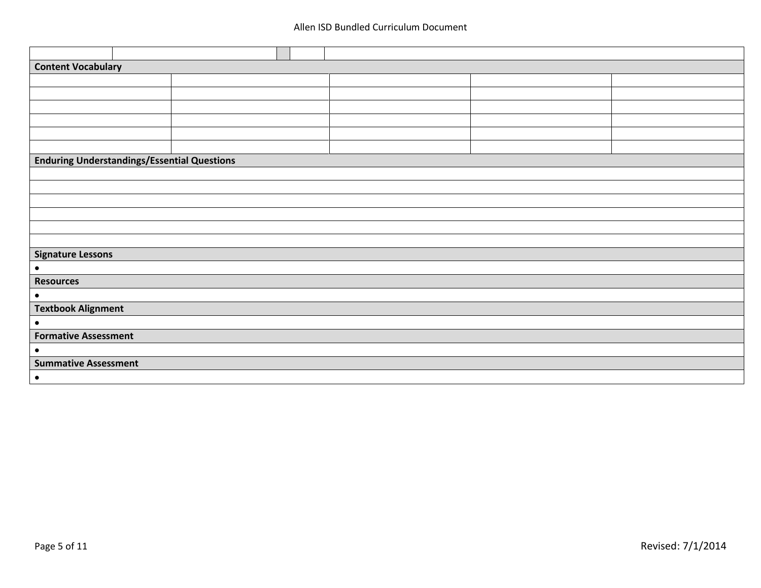| | | | | |
|---|---|---|---|---|
| | | | | |

**Content Vocabulary**

| | | | | |
|---|---|---|---|---|
| | | | | |
| | | | | |
| | | | | |
| | | | | |
| | | | | |
| | | | | |

**Enduring Understandings/Essential Questions**

**Signature Lessons**

- 

**Resources**

- 

**Textbook Alignment**

- 

**Formative Assessment**

- 

**Summative Assessment**

-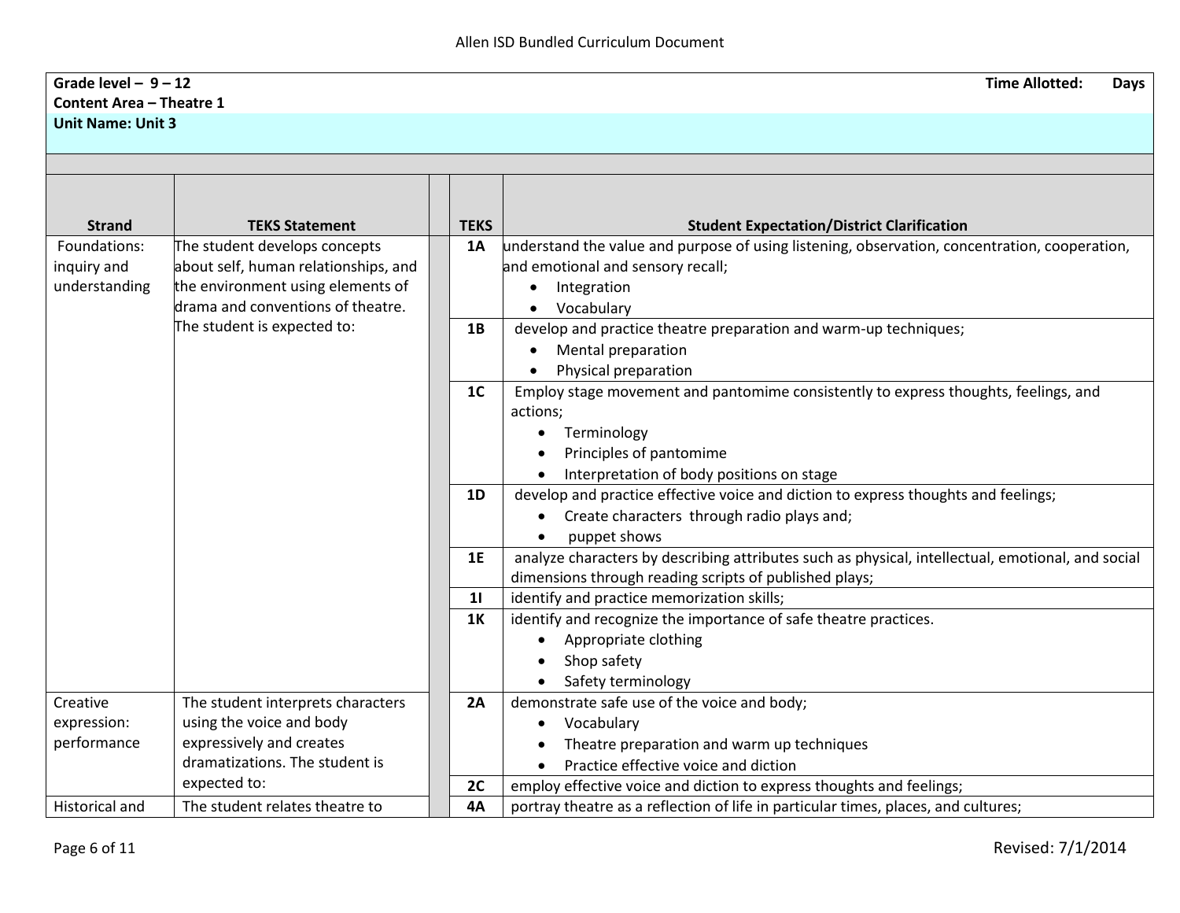| Grade level – 9 – 12 | | | | Time Allotted: Days |
|---|---|---|---|---|
| **Content Area – Theatre 1** | | | | |
| **Unit Name: Unit 3** | | | | |
| **Strand** | **TEKS Statement** | | **TEKS** | **Student Expectation/District Clarification** |
| Foundations: inquiry and understanding | The student develops concepts about self, human relationships, and the environment using elements of drama and conventions of theatre. The student is expected to: | | **1A** | understand the value and purpose of using listening, observation, concentration, cooperation, and emotional and sensory recall; <br>• Integration <br>• Vocabulary |
| | | | **1B** | develop and practice theatre preparation and warm-up techniques; <br>• Mental preparation <br>• Physical preparation |
| | | | **1C** | Employ stage movement and pantomime consistently to express thoughts, feelings, and actions; <br>• Terminology <br>• Principles of pantomime <br>• Interpretation of body positions on stage |
| | | | **1D** | develop and practice effective voice and diction to express thoughts and feelings; <br>• Create characters through radio plays and; <br>• puppet shows |
| | | | **1E** | analyze characters by describing attributes such as physical, intellectual, emotional, and social dimensions through reading scripts of published plays; |
| | | | **1I** | identify and practice memorization skills; |
| | | | **1K** | identify and recognize the importance of safe theatre practices. <br>• Appropriate clothing <br>• Shop safety <br>• Safety terminology |
| Creative expression: performance | The student interprets characters using the voice and body expressively and creates dramatizations. The student is expected to: | | **2A** | demonstrate safe use of the voice and body; <br>• Vocabulary <br>• Theatre preparation and warm up techniques <br>• Practice effective voice and diction |
| | | | **2C** | employ effective voice and diction to express thoughts and feelings; |
| Historical and | The student relates theatre to | | **4A** | portray theatre as a reflection of life in particular times, places, and cultures; |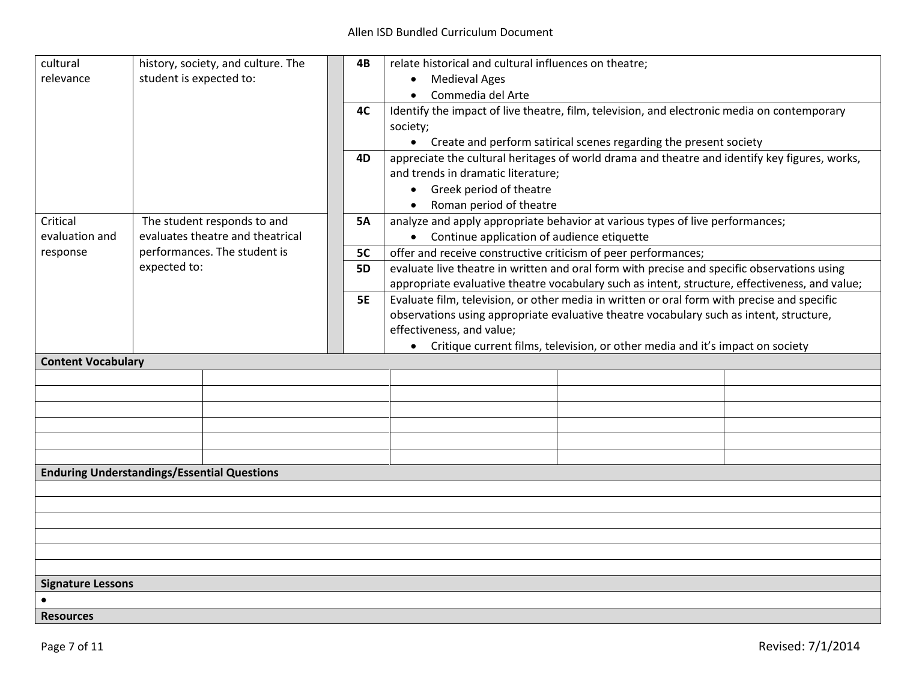| | | | | |
|---|---|---|---|---|
| cultural relevance | history, society, and culture. The student is expected to: | | 4B | relate historical and cultural influences on theatre;<br>• Medieval Ages<br>• Commedia del Arte |
| | | | 4C | Identify the impact of live theatre, film, television, and electronic media on contemporary society;<br>• Create and perform satirical scenes regarding the present society |
| | | | 4D | appreciate the cultural heritages of world drama and theatre and identify key figures, works, and trends in dramatic literature;<br>• Greek period of theatre<br>• Roman period of theatre |
| Critical evaluation and response | The student responds to and evaluates theatre and theatrical performances. The student is expected to: | | 5A | analyze and apply appropriate behavior at various types of live performances;<br>• Continue application of audience etiquette |
| | | | 5C | offer and receive constructive criticism of peer performances; |
| | | | 5D | evaluate live theatre in written and oral form with precise and specific observations using appropriate evaluative theatre vocabulary such as intent, structure, effectiveness, and value; |
| | | | 5E | Evaluate film, television, or other media in written or oral form with precise and specific observations using appropriate evaluative theatre vocabulary such as intent, structure, effectiveness, and value;<br>• Critique current films, television, or other media and it's impact on society |

**Content Vocabulary**

| | | | | |
|---|---|---|---|---|
| | | | | |
| | | | | |
| | | | | |
| | | | | |
| | | | | |
| | | | | |

**Enduring Understandings/Essential Questions**

**Signature Lessons**

•

**Resources**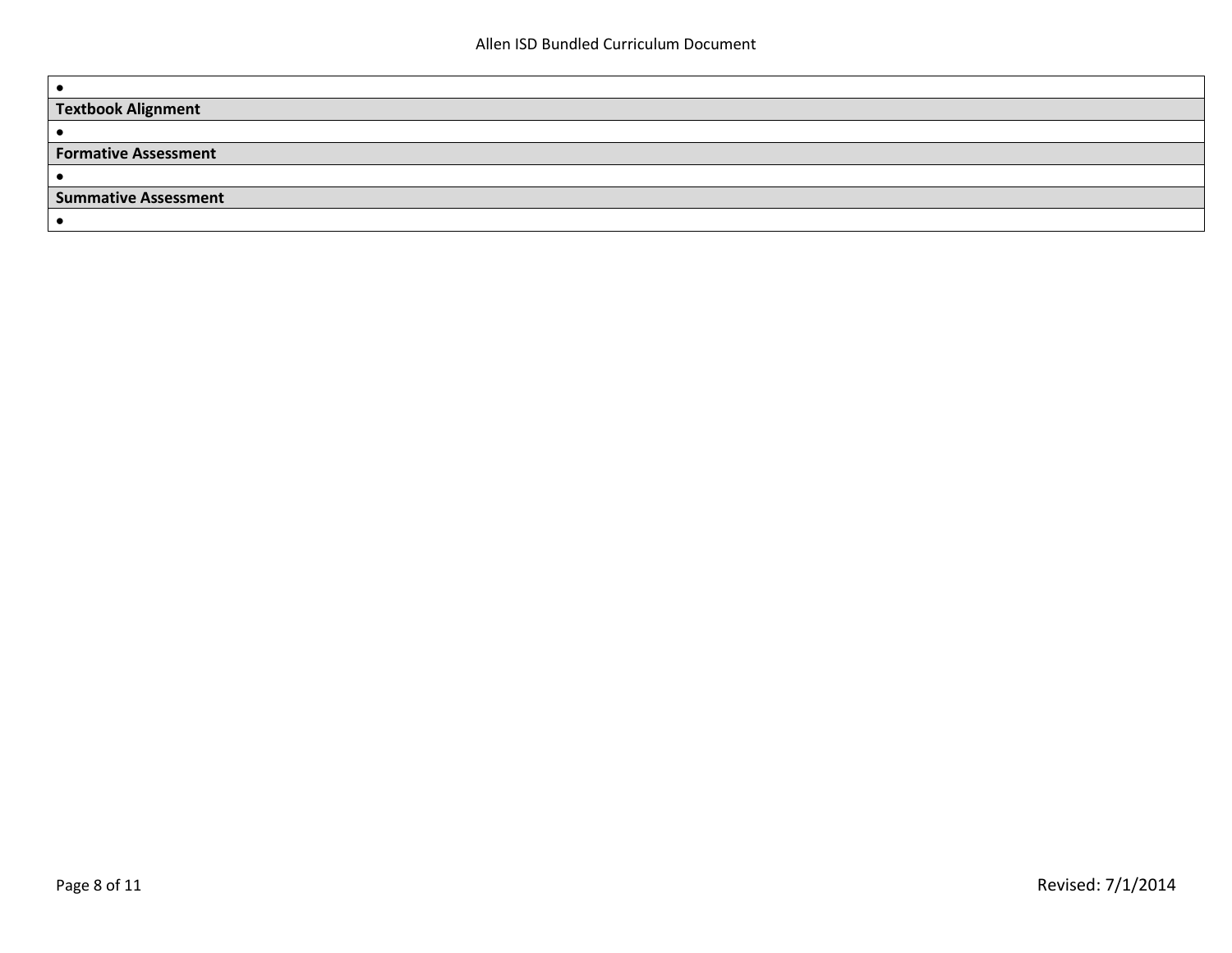| |
|---|
| • |
| **Textbook Alignment** |
| • |
| **Formative Assessment** |
| • |
| **Summative Assessment** |
| • |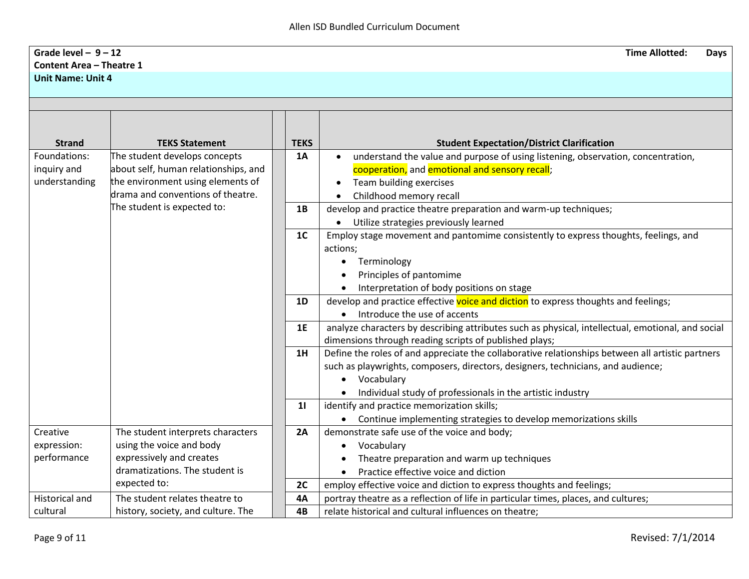Grade level – 9 – 12 | Time Allotted: Days

**Content Area – Theatre 1**

**Unit Name: Unit 4**

| Strand | TEKS Statement | | TEKS | Student Expectation/District Clarification |
|---|---|---|---|---|
| Foundations: inquiry and understanding | The student develops concepts about self, human relationships, and the environment using elements of drama and conventions of theatre. The student is expected to: | | 1A | • understand the value and purpose of using listening, observation, concentration, cooperation, and emotional and sensory recall; <br> • Team building exercises <br> • Childhood memory recall |
| | | | 1B | develop and practice theatre preparation and warm-up techniques; <br> • Utilize strategies previously learned |
| | | | 1C | Employ stage movement and pantomime consistently to express thoughts, feelings, and actions; <br> • Terminology <br> • Principles of pantomime <br> • Interpretation of body positions on stage |
| | | | 1D | develop and practice effective voice and diction to express thoughts and feelings; <br> • Introduce the use of accents |
| | | | 1E | analyze characters by describing attributes such as physical, intellectual, emotional, and social dimensions through reading scripts of published plays; |
| | | | 1H | Define the roles of and appreciate the collaborative relationships between all artistic partners such as playwrights, composers, directors, designers, technicians, and audience; <br> • Vocabulary <br> • Individual study of professionals in the artistic industry |
| | | | 1I | identify and practice memorization skills; <br> • Continue implementing strategies to develop memorizations skills |
| Creative expression: performance | The student interprets characters using the voice and body expressively and creates dramatizations. The student is expected to: | | 2A | demonstrate safe use of the voice and body; <br> • Vocabulary <br> • Theatre preparation and warm up techniques <br> • Practice effective voice and diction |
| | | | 2C | employ effective voice and diction to express thoughts and feelings; |
| Historical and cultural | The student relates theatre to history, society, and culture. The | | 4A | portray theatre as a reflection of life in particular times, places, and cultures; |
| | | | 4B | relate historical and cultural influences on theatre; |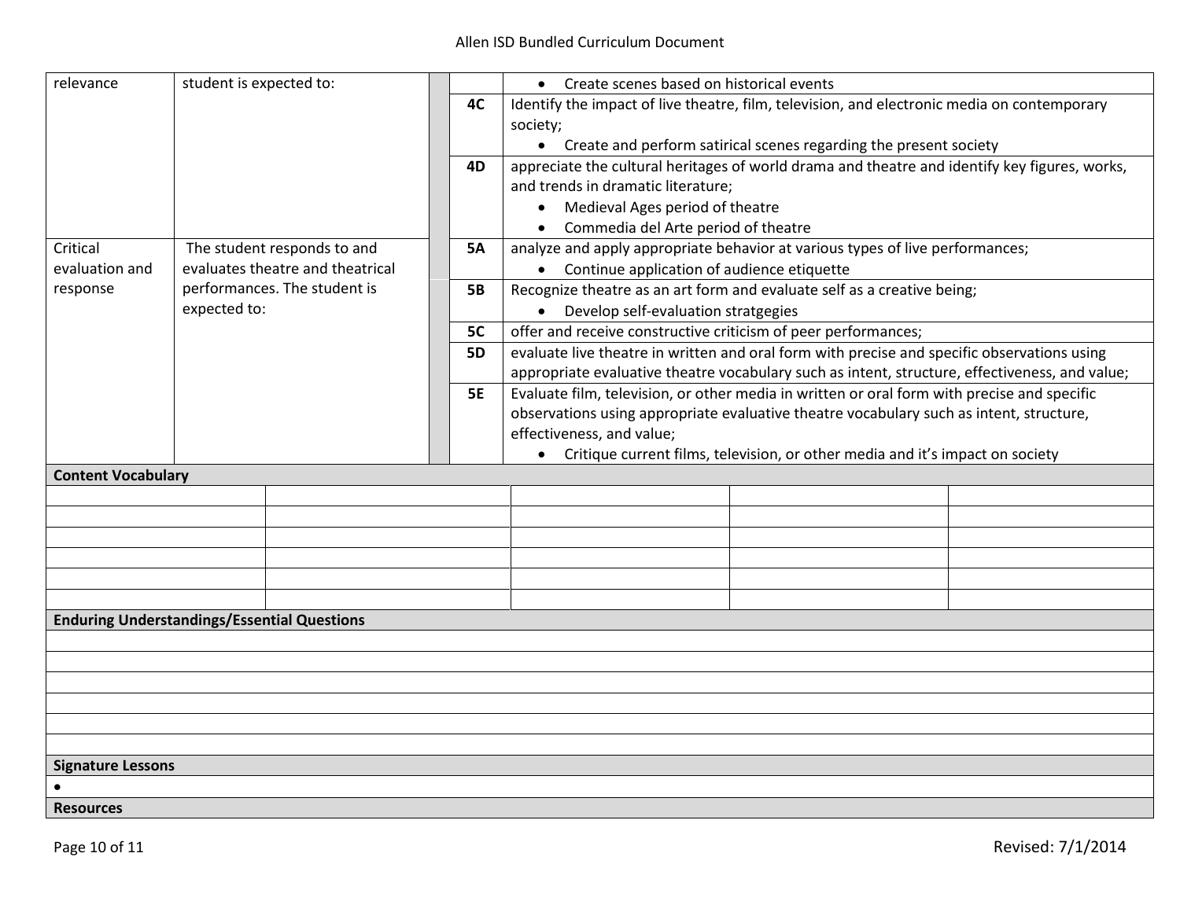| | | | |
|---|---|---|---|
| relevance | student is expected to: | | • Create scenes based on historical events |
| | | **4C** | Identify the impact of live theatre, film, television, and electronic media on contemporary society; • Create and perform satirical scenes regarding the present society |
| | | **4D** | appreciate the cultural heritages of world drama and theatre and identify key figures, works, and trends in dramatic literature; • Medieval Ages period of theatre • Commedia del Arte period of theatre |
| Critical evaluation and response | The student responds to and evaluates theatre and theatrical performances. The student is expected to: | **5A** | analyze and apply appropriate behavior at various types of live performances; • Continue application of audience etiquette |
| | | **5B** | Recognize theatre as an art form and evaluate self as a creative being; • Develop self-evaluation stratgegies |
| | | **5C** | offer and receive constructive criticism of peer performances; |
| | | **5D** | evaluate live theatre in written and oral form with precise and specific observations using appropriate evaluative theatre vocabulary such as intent, structure, effectiveness, and value; |
| | | **5E** | Evaluate film, television, or other media in written or oral form with precise and specific observations using appropriate evaluative theatre vocabulary such as intent, structure, effectiveness, and value; • Critique current films, television, or other media and it's impact on society |

**Content Vocabulary**

| | | | | |
|---|---|---|---|---|
| | | | | |
| | | | | |
| | | | | |
| | | | | |
| | | | | |
| | | | | |

**Enduring Understandings/Essential Questions**

**Signature Lessons**

•

**Resources**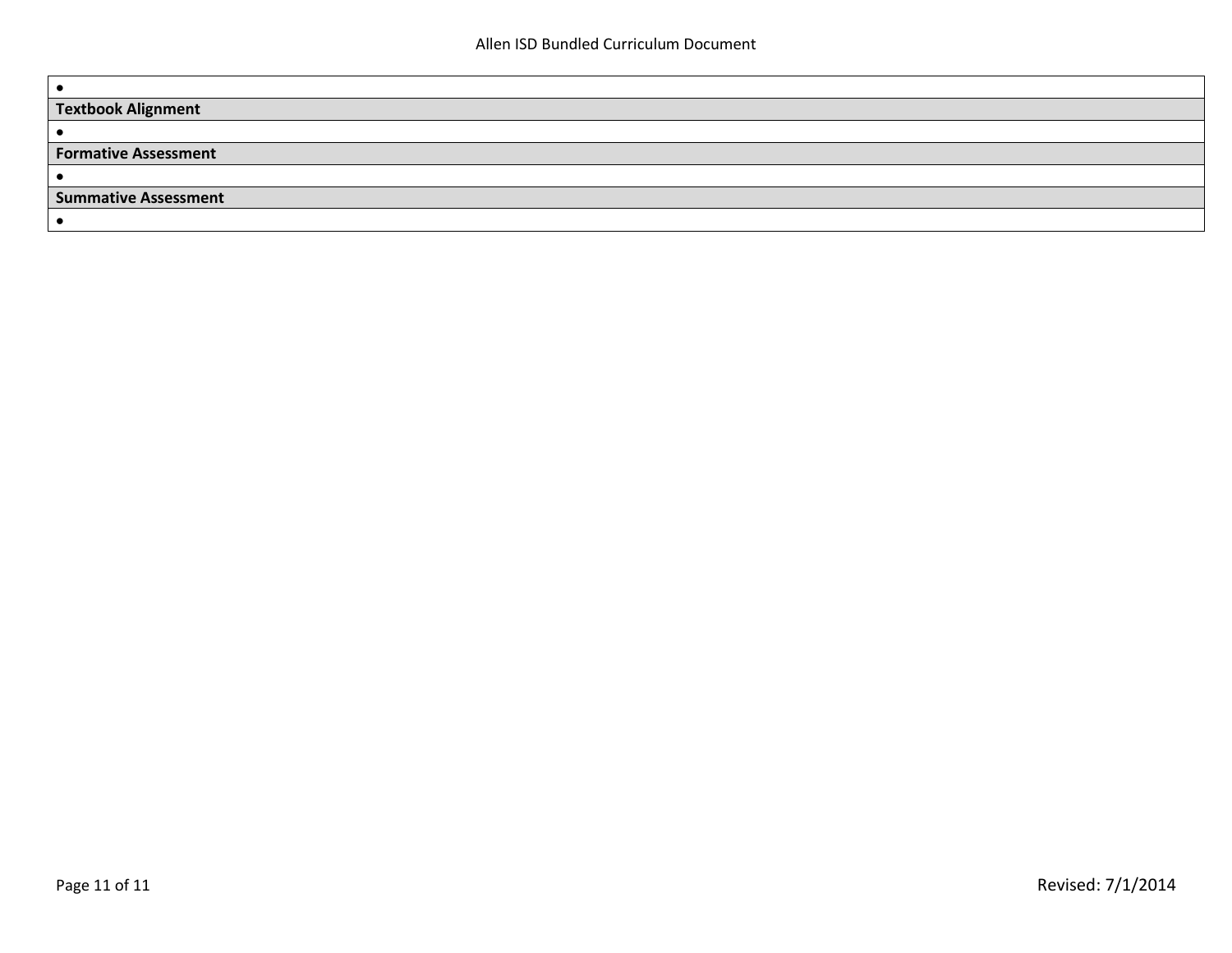| |
|---|
| • |
| **Textbook Alignment** |
| • |
| **Formative Assessment** |
| • |
| **Summative Assessment** |
| • |